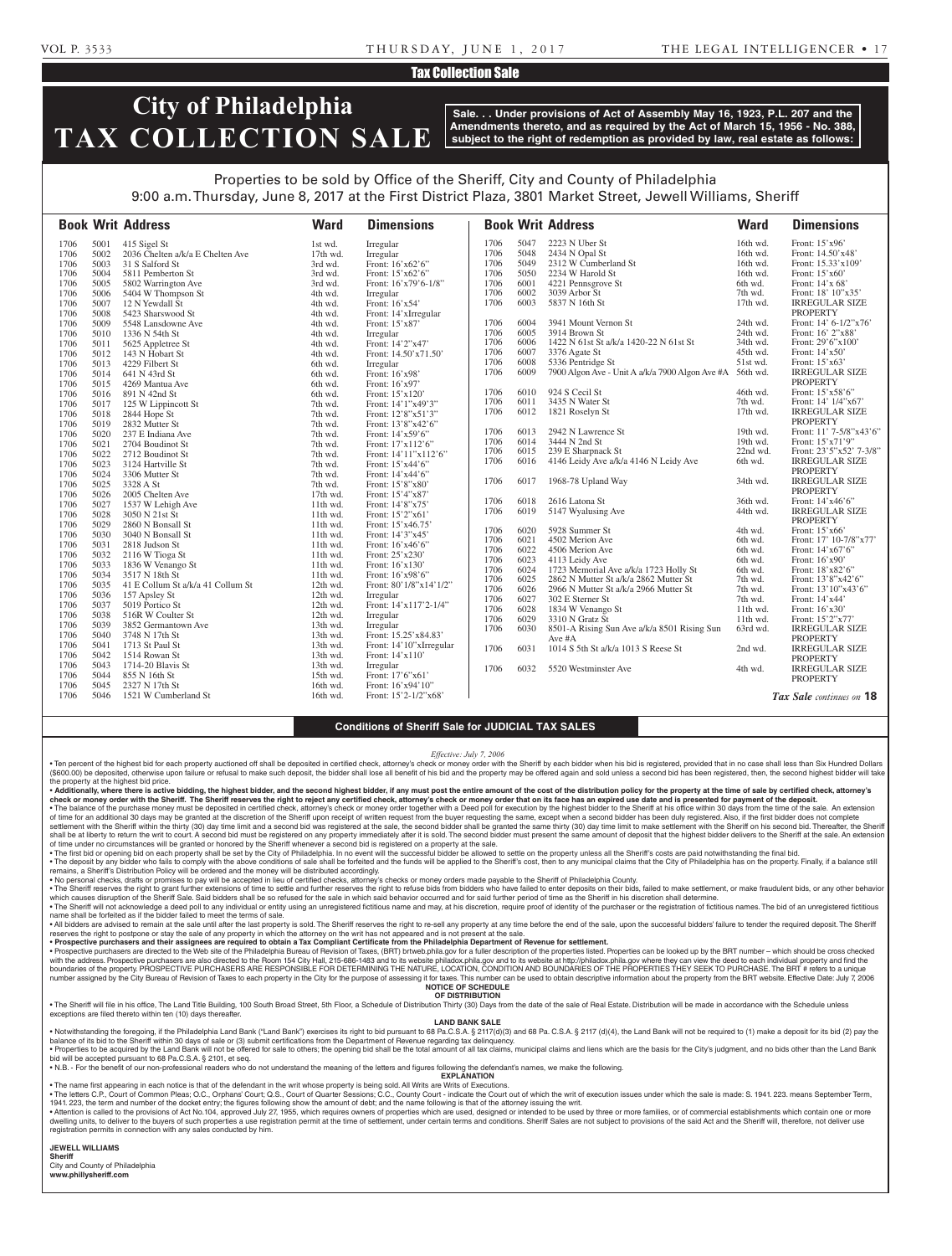## Tax Collection Sale

# City of Philadelphia TAX COLLECTION SALE

**Sale. . . Under provisions of Act of Assembly May 16, 1923, P.L. 207 and the Amendments thereto, and as required by the Act of March 15, 1956 - No. 388, subject to the right of redemption as provided by law, real estate as follows:**

Properties to be sold by Office of the Sheriff, City and County of Philadelphia
9:00 a.m. Thursday, June 8, 2017 at the First District Plaza, 3801 Market Street, Jewell Williams, Sheriff

| Book | Writ | Address | Ward | Dimensions |
|---|---|---|---|---|
| 1706 | 5001 | 415 Sigel St | 1st wd. | Irregular |
| 1706 | 5002 | 2036 Chelten a/k/a E Chelten Ave | 17th wd. | Irregular |
| 1706 | 5003 | 31 S Salford St | 3rd wd. | Front: 16'x62'6" |
| 1706 | 5004 | 5811 Pemberton St | 3rd wd. | Front: 15'x62'6" |
| 1706 | 5005 | 5802 Warrington Ave | 3rd wd. | Front: 16'x79'6-1/8" |
| 1706 | 5006 | 5404 W Thompson St | 4th wd. | Irregular |
| 1706 | 5007 | 12 N Yewdall St | 4th wd. | Front: 16'x54' |
| 1706 | 5008 | 5423 Sharswood St | 4th wd. | Front: 14'xIrregular |
| 1706 | 5009 | 5548 Lansdowne Ave | 4th wd. | Front: 15'x87' |
| 1706 | 5010 | 1336 N 54th St | 4th wd. | Irregular |
| 1706 | 5011 | 5625 Appletree St | 4th wd. | Front: 14'2"x47' |
| 1706 | 5012 | 143 N Hobart St | 4th wd. | Front: 14.50'x71.50' |
| 1706 | 5013 | 4229 Filbert St | 6th wd. | Irregular |
| 1706 | 5014 | 641 N 43rd St | 6th wd. | Front: 16'x98' |
| 1706 | 5015 | 4269 Mantua Ave | 6th wd. | Front: 16'x97' |
| 1706 | 5016 | 891 N 42nd St | 6th wd. | Front: 15'x120' |
| 1706 | 5017 | 125 W Lippincott St | 7th wd. | Front: 14'1"x49'3" |
| 1706 | 5018 | 2844 Hope St | 7th wd. | Front: 12'8"x51'3" |
| 1706 | 5019 | 2832 Mutter St | 7th wd. | Front: 13'8"x42'6" |
| 1706 | 5020 | 237 E Indiana Ave | 7th wd. | Front: 14'x59'6" |
| 1706 | 5021 | 2704 Boudinot St | 7th wd. | Front: 17'x112'6" |
| 1706 | 5022 | 2712 Boudinot St | 7th wd. | Front: 14'11"x112'6" |
| 1706 | 5023 | 3124 Hartville St | 7th wd. | Front: 15'x44'6" |
| 1706 | 5024 | 3306 Mutter St | 7th wd. | Front: 14'x44'6" |
| 1706 | 5025 | 3328 A St | 7th wd. | Front: 15'8"x80' |
| 1706 | 5026 | 2005 Chelten Ave | 17th wd. | Front: 15'4"x87' |
| 1706 | 5027 | 1537 W Lehigh Ave | 11th wd. | Front: 14'8"x75' |
| 1706 | 5028 | 3050 N 21st St | 11th wd. | Front: 15'2"x61' |
| 1706 | 5029 | 2860 N Bonsall St | 11th wd. | Front: 15'x46.75' |
| 1706 | 5030 | 3040 N Bonsall St | 11th wd. | Front: 14'3"x45' |
| 1706 | 5031 | 2818 Judson St | 11th wd. | Front: 16'x46'6" |
| 1706 | 5032 | 2116 W Tioga St | 11th wd. | Front: 25'x230' |
| 1706 | 5033 | 1836 W Venango St | 11th wd. | Front: 16'x130' |
| 1706 | 5034 | 3517 N 18th St | 11th wd. | Front: 16'x98'6" |
| 1706 | 5035 | 41 E Collum St a/k/a 41 Collum St | 12th wd. | Front: 80'1/8"x14'1/2" |
| 1706 | 5036 | 157 Apsley St | 12th wd. | Irregular |
| 1706 | 5037 | 5019 Portico St | 12th wd. | Front: 14'x117'2-1/4" |
| 1706 | 5038 | 516R W Coulter St | 12th wd. | Irregular |
| 1706 | 5039 | 3852 Germantown Ave | 13th wd. | Irregular |
| 1706 | 5040 | 3748 N 17th St | 13th wd. | Front: 15.25'x84.83' |
| 1706 | 5041 | 1713 St Paul St | 13th wd. | Front: 14'10"xIrregular |
| 1706 | 5042 | 1514 Rowan St | 13th wd. | Front: 14'x110' |
| 1706 | 5043 | 1714-20 Blavis St | 13th wd. | Irregular |
| 1706 | 5044 | 855 N 16th St | 15th wd. | Front: 17'6"x61' |
| 1706 | 5045 | 2327 N 17th St | 16th wd. | Front: 16'x94'10" |
| 1706 | 5046 | 1521 W Cumberland St | 16th wd. | Front: 15'2-1/2"x68' |
| 1706 | 5047 | 2223 N Uber St | 16th wd. | Front: 15'x96' |
| 1706 | 5048 | 2434 N Opal St | 16th wd. | Front: 14.50'x48' |
| 1706 | 5049 | 2312 W Cumberland St | 16th wd. | Front: 15.33'x109' |
| 1706 | 5050 | 2234 W Harold St | 16th wd. | Front: 15'x60' |
| 1706 | 6001 | 4221 Pennsgrove St | 6th wd. | Front: 14'x 68' |
| 1706 | 6002 | 3039 Arbor St | 7th wd. | Front: 18' 10"x35' |
| 1706 | 6003 | 5837 N 16th St | 17th wd. | IRREGULAR SIZE PROPERTY |
| 1706 | 6004 | 3941 Mount Vernon St | 24th wd. | Front: 14' 6-1/2"x76' |
| 1706 | 6005 | 3914 Brown St | 24th wd. | Front: 16' 2"x88' |
| 1706 | 6006 | 1422 N 61st St a/k/a 1420-22 N 61st St | 34th wd. | Front: 29'6"x100' |
| 1706 | 6007 | 3376 Agate St | 45th wd. | Front: 14'x50' |
| 1706 | 6008 | 5336 Pentridge St | 51st wd. | Front: 15'x63' |
| 1706 | 6009 | 7900 Algon Ave - Unit A a/k/a 7900 Algon Ave #A | 56th wd. | IRREGULAR SIZE PROPERTY |
| 1706 | 6010 | 924 S Cecil St | 46th wd. | Front: 15'x58'6" |
| 1706 | 6011 | 3435 N Water St | 7th wd. | Front: 14' 1/4"x67' |
| 1706 | 6012 | 1821 Roselyn St | 17th wd. | IRREGULAR SIZE PROPERTY |
| 1706 | 6013 | 2942 N Lawrence St | 19th wd. | Front: 11' 7-5/8"x43'6" |
| 1706 | 6014 | 3444 N 2nd St | 19th wd. | Front: 15'x71'9" |
| 1706 | 6015 | 239 E Sharpnack St | 22nd wd. | Front: 23'5"x52' 7-3/8" |
| 1706 | 6016 | 4146 Leidy Ave a/k/a 4146 N Leidy Ave | 6th wd. | IRREGULAR SIZE PROPERTY |
| 1706 | 6017 | 1968-78 Upland Way | 34th wd. | IRREGULAR SIZE PROPERTY |
| 1706 | 6018 | 2616 Latona St | 36th wd. | Front: 14'x46'6" |
| 1706 | 6019 | 5147 Wyalusing Ave | 44th wd. | IRREGULAR SIZE PROPERTY |
| 1706 | 6020 | 5928 Summer St | 4th wd. | Front: 15'x66' |
| 1706 | 6021 | 4502 Merion Ave | 6th wd. | Front: 17' 10-7/8"x77' |
| 1706 | 6022 | 4506 Merion Ave | 6th wd. | Front: 14'x67'6" |
| 1706 | 6023 | 4113 Leidy Ave | 6th wd. | Front: 16'x90' |
| 1706 | 6024 | 1723 Memorial Ave a/k/a 1723 Holly St | 6th wd. | Front: 18'x82'6" |
| 1706 | 6025 | 2862 N Mutter St a/k/a 2862 Mutter St | 7th wd. | Front: 13'8"x42'6" |
| 1706 | 6026 | 2966 N Mutter St a/k/a 2966 Mutter St | 7th wd. | Front: 13'10"x43'6" |
| 1706 | 6027 | 302 E Sterner St | 7th wd. | Front: 14'x44' |
| 1706 | 6028 | 1834 W Venango St | 11th wd. | Front: 16'x30' |
| 1706 | 6029 | 3310 N Gratz St | 11th wd. | Front: 15'2"x77' |
| 1706 | 6030 | 8501-A Rising Sun Ave a/k/a 8501 Rising Sun Ave #A | 63rd wd. | IRREGULAR SIZE PROPERTY |
| 1706 | 6031 | 1014 S 5th St a/k/a 1013 S Reese St | 2nd wd. | IRREGULAR SIZE PROPERTY |
| 1706 | 6032 | 5520 Westminster Ave | 4th wd. | IRREGULAR SIZE PROPERTY |

*Tax Sale continues on* **18**

## Conditions of Sheriff Sale for JUDICIAL TAX SALES

*Effective: July 7, 2006*

• Ten percent of the highest bid for each property auctioned off shall be deposited in certified check, attorney's check or money order with the Sheriff by each bidder when his bid is registered, provided that in no case shall less than Six Hundred Dollars ($600.00) be deposited, otherwise upon failure or refusal to make such deposit, the bidder shall lose all benefit of his bid and the property may be offered again and sold unless a second bid has been registered, then, the second highest bidder will take the property at the highest bid price.

• **Additionally, where there is active bidding, the highest bidder, and the second highest bidder, if any must post the entire amount of the cost of the distribution policy for the property at the time of sale by certified check, attorney's check or money order with the Sheriff. The Sheriff reserves the right to reject any certified check, attorney's check or money order that on its face has an expired use date and is presented for payment of the deposit.**

• The balance of the purchase money must be deposited in certified check, attorney's check or money order together with a Deed poll for execution by the highest bidder to the Sheriff at his office within 30 days from the time of the sale. An extension of time for an additional 30 days may be granted at the discretion of the Sheriff upon receipt of written request from the buyer requesting the same, except when a second bidder has been duly registered. Also, if the first bidder does not complete settlement with the Sheriff within the thirty (30) day time limit and a second bid was registered at the sale, the second bidder shall be granted the same thirty (30) day time limit to make settlement with the Sheriff on his second bid. Thereafter, the Sheriff shall be at liberty to return the writ to court. A second bid must be registered on any property immediately after it is sold. The second bidder must present the same amount of deposit that the highest bidder delivers to the Sheriff at the sale. An extension of time under no circumstances will be granted or honored by the Sheriff whenever a second bid is registered on a property at the sale.

• The first bid or opening bid on each property shall be set by the City of Philadelphia. In no event will the successful bidder be allowed to settle on the property unless all the Sheriff's costs are paid notwithstanding the final bid.

• The deposit by any bidder who fails to comply with the above conditions of sale shall be forfeited and the funds will be applied to the Sheriff's cost, then to any municipal claims that the City of Philadelphia has on the property. Finally, if a balance still remains, a Sheriff's Distribution Policy will be ordered and the money will be distributed accordingly.

• No personal checks, drafts or promises to pay will be accepted in lieu of certified checks, attorney's checks or money orders made payable to the Sheriff of Philadelphia County.

• The Sheriff reserves the right to grant further extensions of time to settle and further reserves the right to refuse bids from bidders who have failed to enter deposits on their bids, failed to make settlement, or make fraudulent bids, or any other behavior which causes disruption of the Sheriff Sale. Said bidders shall be so refused for the sale in which said behavior occurred and for said further period of time as the Sheriff in his discretion shall determine.

• The Sheriff will not acknowledge a deed poll to any individual or entity using an unregistered fictitious name and may, at his discretion, require proof of identity of the purchaser or the registration of fictitious names. The bid of an unregistered fictitious name shall be forfeited as if the bidder failed to meet the terms of sale.

• All bidders are advised to remain at the sale until after the last property is sold. The Sheriff reserves the right to re-sell any property at any time before the end of the sale, upon the successful bidders' failure to tender the required deposit. The Sheriff reserves the right to postpone or stay the sale of any property in which the attorney on the writ has not appeared and is not present at the sale.

• **Prospective purchasers and their assignees are required to obtain a Tax Compliant Certificate from the Philadelphia Department of Revenue for settlement.**

• Prospective purchasers are directed to the Web site of the Philadelphia Bureau of Revision of Taxes, (BRT) brtweb.phila.gov for a fuller description of the properties listed. Properties can be looked up by the BRT number – which should be cross checked with the address. Prospective purchasers are also directed to the Room 154 City Hall, 215-686-1483 and to its website philadox.phila.gov and to its website at http://philadox.phila.gov where they can view the deed to each individual property and find the boundaries of the property. PROSPECTIVE PURCHASERS ARE RESPONSIBLE FOR DETERMINING THE NATURE, LOCATION, CONDITION AND BOUNDARIES OF THE PROPERTIES THEY SEEK TO PURCHASE. The BRT # refers to a unique number assigned by the City Bureau of Revision of Taxes to each property in the City for the purpose of assessing it for taxes. This number can be used to obtain descriptive information about the property from the BRT website. Effective Date: July 7, 2006

**NOTICE OF SCHEDULE OF DISTRIBUTION**

• The Sheriff will file in his office, The Land Title Building, 100 South Broad Street, 5th Floor, a Schedule of Distribution Thirty (30) Days from the date of the sale of Real Estate. Distribution will be made in accordance with the Schedule unless exceptions are filed thereto within ten (10) days thereafter.

**LAND BANK SALE**

• Notwithstanding the foregoing, if the Philadelphia Land Bank ("Land Bank") exercises its right to bid pursuant to 68 Pa.C.S.A. § 2117(d)(3) and 68 Pa. C.S.A. § 2117 (d)(4), the Land Bank will not be required to (1) make a deposit for its bid (2) pay the balance of its bid to the Sheriff within 30 days of sale or (3) submit certifications from the Department of Revenue regarding tax delinquency.

• Properties to be acquired by the Land Bank will not be offered for sale to others; the opening bid shall be the total amount of all tax claims, municipal claims and liens which are the basis for the City's judgment, and no bids other than the Land Bank bid will be accepted pursuant to 68 Pa.C.S.A. § 2101, et seq.

• N.B. - For the benefit of our non-professional readers who do not understand the meaning of the letters and figures following the defendant's names, we make the following.

**EXPLANATION**

• The name first appearing in each notice is that of the defendant in the writ whose property is being sold. All Writs are Writs of Executions.

• The letters C.P., Court of Common Pleas; O.C., Orphans' Court; Q.S., Court of Quarter Sessions; C.C., County Court - indicate the Court out of which the writ of execution issues under which the sale is made: S. 1941. 223. means September Term, 1941. 223, the term and number of the docket entry; the figures following show the amount of debt; and the name following is that of the attorney issuing the writ.

• Attention is called to the provisions of Act No.104, approved July 27, 1955, which requires owners of properties which are used, designed or intended to be used by three or more families, or of commercial establishments which contain one or more dwelling units, to deliver to the buyers of such properties a use registration permit at the time of settlement, under certain terms and conditions. Sheriff Sales are not subject to provisions of the said Act and the Sheriff will, therefore, not deliver use registration permits in connection with any sales conducted by him.

**JEWELL WILLIAMS**
**Sheriff**
City and County of Philadelphia
**www.phillysheriff.com**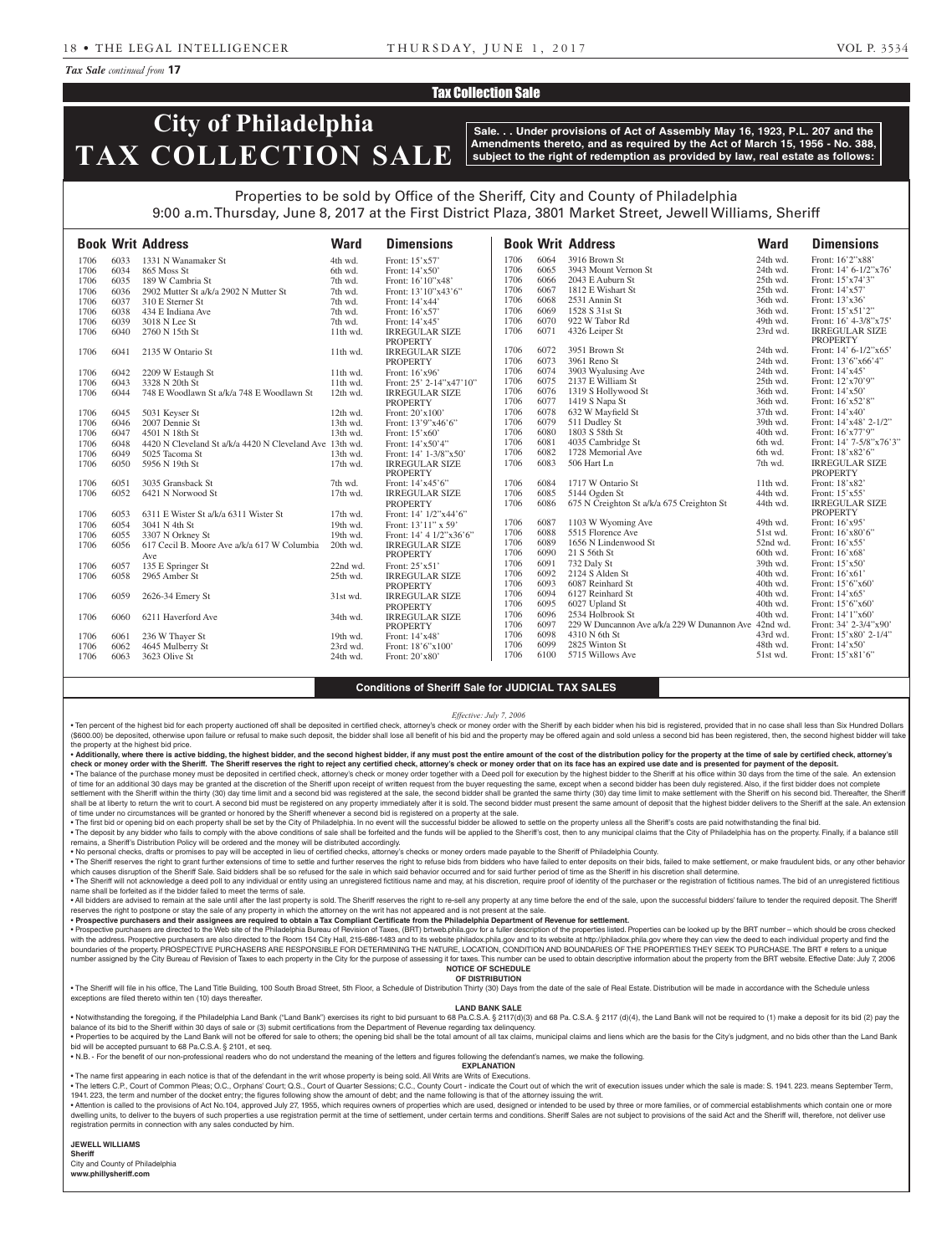*Tax Sale continued from* **17**

**Tax Collection Sale**

# City of Philadelphia TAX COLLECTION SALE

**Sale. . . Under provisions of Act of Assembly May 16, 1923, P.L. 207 and the Amendments thereto, and as required by the Act of March 15, 1956 - No. 388, subject to the right of redemption as provided by law, real estate as follows:**

Properties to be sold by Office of the Sheriff, City and County of Philadelphia
9:00 a.m. Thursday, June 8, 2017 at the First District Plaza, 3801 Market Street, Jewell Williams, Sheriff

| Book | Writ | Address | Ward | Dimensions |
|---|---|---|---|---|
| 1706 | 6033 | 1331 N Wanamaker St | 4th wd. | Front: 15'x57' |
| 1706 | 6034 | 865 Moss St | 6th wd. | Front: 14'x50' |
| 1706 | 6035 | 189 W Cambria St | 7th wd. | Front: 16'10"x48' |
| 1706 | 6036 | 2902 Mutter St a/k/a 2902 N Mutter St | 7th wd. | Front: 13'10"x43'6" |
| 1706 | 6037 | 310 E Sterner St | 7th wd. | Front: 14'x44' |
| 1706 | 6038 | 434 E Indiana Ave | 7th wd. | Front: 16'x57' |
| 1706 | 6039 | 3018 N Lee St | 7th wd. | Front: 14'x45' |
| 1706 | 6040 | 2760 N 15th St | 11th wd. | IRREGULAR SIZE PROPERTY |
| 1706 | 6041 | 2135 W Ontario St | 11th wd. | IRREGULAR SIZE PROPERTY |
| 1706 | 6042 | 2209 W Estaugh St | 11th wd. | Front: 16'x96' |
| 1706 | 6043 | 3328 N 20th St | 11th wd. | Front: 25' 2-14"x47'10" |
| 1706 | 6044 | 748 E Woodlawn St a/k/a 748 E Woodlawn St | 12th wd. | IRREGULAR SIZE PROPERTY |
| 1706 | 6045 | 5031 Keyser St | 12th wd. | Front: 20'x100' |
| 1706 | 6046 | 2007 Dennie St | 13th wd. | Front: 13'9"x46'6" |
| 1706 | 6047 | 4501 N 18th St | 13th wd. | Front: 15'x60' |
| 1706 | 6048 | 4420 N Cleveland St a/k/a 4420 N Cleveland Ave | 13th wd. | Front: 14'x50'4" |
| 1706 | 6049 | 5025 Tacoma St | 13th wd. | Front: 14' 1-3/8"x50' |
| 1706 | 6050 | 5956 N 19th St | 17th wd. | IRREGULAR SIZE PROPERTY |
| 1706 | 6051 | 3035 Gransback St | 7th wd. | Front: 14'x45'6" |
| 1706 | 6052 | 6421 N Norwood St | 17th wd. | IRREGULAR SIZE PROPERTY |
| 1706 | 6053 | 6311 E Wister St a/k/a 6311 Wister St | 17th wd. | Front: 14' 1/2"x44'6" |
| 1706 | 6054 | 3041 N 4th St | 19th wd. | Front: 13'11" x 59' |
| 1706 | 6055 | 3307 N Orkney St | 19th wd. | Front: 14' 4 1/2"x36'6" |
| 1706 | 6056 | 617 Cecil B. Moore Ave a/k/a 617 W Columbia Ave | 20th wd. | IRREGULAR SIZE PROPERTY |
| 1706 | 6057 | 135 E Springer St | 22nd wd. | Front: 25'x51' |
| 1706 | 6058 | 2965 Amber St | 25th wd. | IRREGULAR SIZE PROPERTY |
| 1706 | 6059 | 2626-34 Emery St | 31st wd. | IRREGULAR SIZE PROPERTY |
| 1706 | 6060 | 6211 Haverford Ave | 34th wd. | IRREGULAR SIZE PROPERTY |
| 1706 | 6061 | 236 W Thayer St | 19th wd. | Front: 14'x48' |
| 1706 | 6062 | 4645 Mulberry St | 23rd wd. | Front: 18'6"x100' |
| 1706 | 6063 | 3623 Olive St | 24th wd. | Front: 20'x80' |
| 1706 | 6064 | 3916 Brown St | 24th wd. | Front: 16'2"x88' |
| 1706 | 6065 | 3943 Mount Vernon St | 24th wd. | Front: 14' 6-1/2"x76' |
| 1706 | 6066 | 2043 E Auburn St | 25th wd. | Front: 15'x74'3" |
| 1706 | 6067 | 1812 E Wishart St | 25th wd. | Front: 14'x57' |
| 1706 | 6068 | 2531 Annin St | 36th wd. | Front: 13'x36' |
| 1706 | 6069 | 1528 S 31st St | 36th wd. | Front: 15'x51'2" |
| 1706 | 6070 | 922 W Tabor Rd | 49th wd. | Front: 16' 4-3/8"x75' |
| 1706 | 6071 | 4326 Leiper St | 23rd wd. | IRREGULAR SIZE PROPERTY |
| 1706 | 6072 | 3951 Brown St | 24th wd. | Front: 14' 6-1/2"x65' |
| 1706 | 6073 | 3961 Reno St | 24th wd. | Front: 13'6"x66'4" |
| 1706 | 6074 | 3903 Wyalusing Ave | 24th wd. | Front: 14'x45' |
| 1706 | 6075 | 2137 E William St | 25th wd. | Front: 12'x70'9" |
| 1706 | 6076 | 1319 S Hollywood St | 36th wd. | Front: 14'x50' |
| 1706 | 6077 | 1419 S Napa St | 36th wd. | Front: 16'x52'8" |
| 1706 | 6078 | 632 W Mayfield St | 37th wd. | Front: 14'x40' |
| 1706 | 6079 | 511 Dudley St | 39th wd. | Front: 14'x48' 2-1/2" |
| 1706 | 6080 | 1803 S 58th St | 40th wd. | Front: 16'x77'9" |
| 1706 | 6081 | 4035 Cambridge St | 6th wd. | Front: 14' 7-5/8"x76'3" |
| 1706 | 6082 | 1728 Memorial Ave | 6th wd. | Front: 18'x82'6" |
| 1706 | 6083 | 506 Hart Ln | 7th wd. | IRREGULAR SIZE PROPERTY |
| 1706 | 6084 | 1717 W Ontario St | 11th wd. | Front: 18'x82' |
| 1706 | 6085 | 5144 Ogden St | 44th wd. | Front: 15'x55' |
| 1706 | 6086 | 675 N Creighton St a/k/a 675 Creighton St | 44th wd. | IRREGULAR SIZE PROPERTY |
| 1706 | 6087 | 1103 W Wyoming Ave | 49th wd. | Front: 16'x95' |
| 1706 | 6088 | 5515 Florence Ave | 51st wd. | Front: 16'x80'6" |
| 1706 | 6089 | 1656 N Lindenwood St | 52nd wd. | Front: 16'x55' |
| 1706 | 6090 | 21 S 56th St | 60th wd. | Front: 16'x68' |
| 1706 | 6091 | 732 Daly St | 39th wd. | Front: 15'x50' |
| 1706 | 6092 | 2124 S Alden St | 40th wd. | Front: 16'x61' |
| 1706 | 6093 | 6087 Reinhard St | 40th wd. | Front: 15'6"x60' |
| 1706 | 6094 | 6127 Reinhard St | 40th wd. | Front: 14'x65' |
| 1706 | 6095 | 6027 Upland St | 40th wd. | Front: 15'6"x60' |
| 1706 | 6096 | 2534 Holbrook St | 40th wd. | Front: 14'1"x60' |
| 1706 | 6097 | 229 W Duncannon Ave a/k/a 229 W Dunannon Ave | 42nd wd. | Front: 34' 2-3/4"x90' |
| 1706 | 6098 | 4310 N 6th St | 43rd wd. | Front: 15'x80' 2-1/4" |
| 1706 | 6099 | 2825 Winton St | 48th wd. | Front: 14'x50' |
| 1706 | 6100 | 5715 Willows Ave | 51st wd. | Front: 15'x81'6" |

## Conditions of Sheriff Sale for JUDICIAL TAX SALES

*Effective: July 7, 2006*

• Ten percent of the highest bid for each property auctioned off shall be deposited in certified check, attorney's check or money order with the Sheriff by each bidder when his bid is registered, provided that in no case shall less than Six Hundred Dollars ($600.00) be deposited, otherwise upon failure or refusal to make such deposit, the bidder shall lose all benefit of his bid and the property may be offered again and sold unless a second bid has been registered, then, the second highest bidder will take the property at the highest bid price.

• **Additionally, where there is active bidding, the highest bidder, and the second highest bidder, if any must post the entire amount of the cost of the distribution policy for the property at the time of sale by certified check, attorney's check or money order with the Sheriff. The Sheriff reserves the right to reject any certified check, attorney's check or money order that on its face has an expired use date and is presented for payment of the deposit.**

• The balance of the purchase money must be deposited in certified check, attorney's check or money order together with a Deed poll for execution by the highest bidder to the Sheriff at his office within 30 days from the time of the sale. An extension of time for an additional 30 days may be granted at the discretion of the Sheriff upon receipt of written request from the buyer requesting the same, except when a second bidder has been duly registered. Also, if the first bidder does not complete settlement with the Sheriff within the thirty (30) day time limit and a second bid was registered at the sale, the second bidder shall be granted the same thirty (30) day time limit to make settlement with the Sheriff on his second bid. Thereafter, the Sheriff shall be at liberty to return the writ to court. A second bid must be registered on any property immediately after it is sold. The second bidder must present the same amount of deposit that the highest bidder delivers to the Sheriff at the sale. An extension of time under no circumstances will be granted or honored by the Sheriff whenever a second bid is registered on a property at the sale.

• The first bid or opening bid on each property shall be set by the City of Philadelphia. In no event will the successful bidder be allowed to settle on the property unless all the Sheriff's costs are paid notwithstanding the final bid.

• The deposit by any bidder who fails to comply with the above conditions of sale shall be forfeited and the funds will be applied to the Sheriff's cost, then to any municipal claims that the City of Philadelphia has on the property. Finally, if a balance still remains, a Sheriff's Distribution Policy will be ordered and the money will be distributed accordingly.

• No personal checks, drafts or promises to pay will be accepted in lieu of certified checks, attorney's checks or money orders made payable to the Sheriff of Philadelphia County.

• The Sheriff reserves the right to grant further extensions of time to settle and further reserves the right to refuse bids from bidders who have failed to enter deposits on their bids, failed to make settlement, or make fraudulent bids, or any other behavior which causes disruption of the Sheriff Sale. Said bidders shall be so refused for the sale in which said behavior occurred and for said further period of time as the Sheriff in his discretion shall determine.

• The Sheriff will not acknowledge a deed poll to any individual or entity using an unregistered fictitious name and may, at his discretion, require proof of identity of the purchaser or the registration of fictitious names. The bid of an unregistered fictitious name shall be forfeited as if the bidder failed to meet the terms of sale.

• All bidders are advised to remain at the sale until after the last property is sold. The Sheriff reserves the right to re-sell any property at any time before the end of the sale, upon the successful bidders' failure to tender the required deposit. The Sheriff reserves the right to postpone or stay the sale of any property in which the attorney on the writ has not appeared and is not present at the sale.

• **Prospective purchasers and their assignees are required to obtain a Tax Compliant Certificate from the Philadelphia Department of Revenue for settlement.**

• Prospective purchasers are directed to the Web site of the Philadelphia Bureau of Revision of Taxes, (BRT) brtweb.phila.gov for a fuller description of the properties listed. Properties can be looked up by the BRT number – which should be cross checked with the address. Prospective purchasers are also directed to the Room 154 City Hall, 215-686-1483 and to its website philadox.phila.gov and to its website at http://philadox.phila.gov where they can view the deed to each individual property and find the boundaries of the property. PROSPECTIVE PURCHASERS ARE RESPONSIBLE FOR DETERMINING THE NATURE, LOCATION, CONDITION AND BOUNDARIES OF THE PROPERTIES THEY SEEK TO PURCHASE. The BRT # refers to a unique number assigned by the City Bureau of Revision of Taxes to each property in the City for the purpose of assessing it for taxes. This number can be used to obtain descriptive information about the property from the BRT website. Effective Date: July 7, 2006

**NOTICE OF SCHEDULE OF DISTRIBUTION**

• The Sheriff will file in his office, The Land Title Building, 100 South Broad Street, 5th Floor, a Schedule of Distribution Thirty (30) Days from the date of the sale of Real Estate. Distribution will be made in accordance with the Schedule unless exceptions are filed thereto within ten (10) days thereafter.

**LAND BANK SALE**

• Notwithstanding the foregoing, if the Philadelphia Land Bank ("Land Bank") exercises its right to bid pursuant to 68 Pa.C.S.A. § 2117(d)(3) and 68 Pa. C.S.A. § 2117 (d)(4), the Land Bank will not be required to (1) make a deposit for its bid (2) pay the balance of its bid to the Sheriff within 30 days of sale or (3) submit certifications from the Department of Revenue regarding tax delinquency.

• Properties to be acquired by the Land Bank will not be offered for sale to others; the opening bid shall be the total amount of all tax claims, municipal claims and liens which are the basis for the City's judgment, and no bids other than the Land Bank bid will be accepted pursuant to 68 Pa.C.S.A. § 2101, et seq.

• N.B. - For the benefit of our non-professional readers who do not understand the meaning of the letters and figures following the defendant's names, we make the following.

**EXPLANATION**

• The name first appearing in each notice is that of the defendant in the writ whose property is being sold. All Writs are Writs of Executions.

• The letters C.P., Court of Common Pleas; O.C., Orphans' Court; Q.S., Court of Quarter Sessions; C.C., County Court - indicate the Court out of which the writ of execution issues under which the sale is made: S. 1941. 223. means September Term, 1941. 223, the term and number of the docket entry; the figures following show the amount of debt; and the name following is that of the attorney issuing the writ.

• Attention is called to the provisions of Act No.104, approved July 27, 1955, which requires owners of properties which are used, designed or intended to be used by three or more families, or of commercial establishments which contain one or more dwelling units, to deliver to the buyers of such properties a use registration permit at the time of settlement, under certain terms and conditions. Sheriff Sales are not subject to provisions of the said Act and the Sheriff will, therefore, not deliver use registration permits in connection with any sales conducted by him.

**JEWELL WILLIAMS**
**Sheriff**
City and County of Philadelphia
**www.phillysheriff.com**